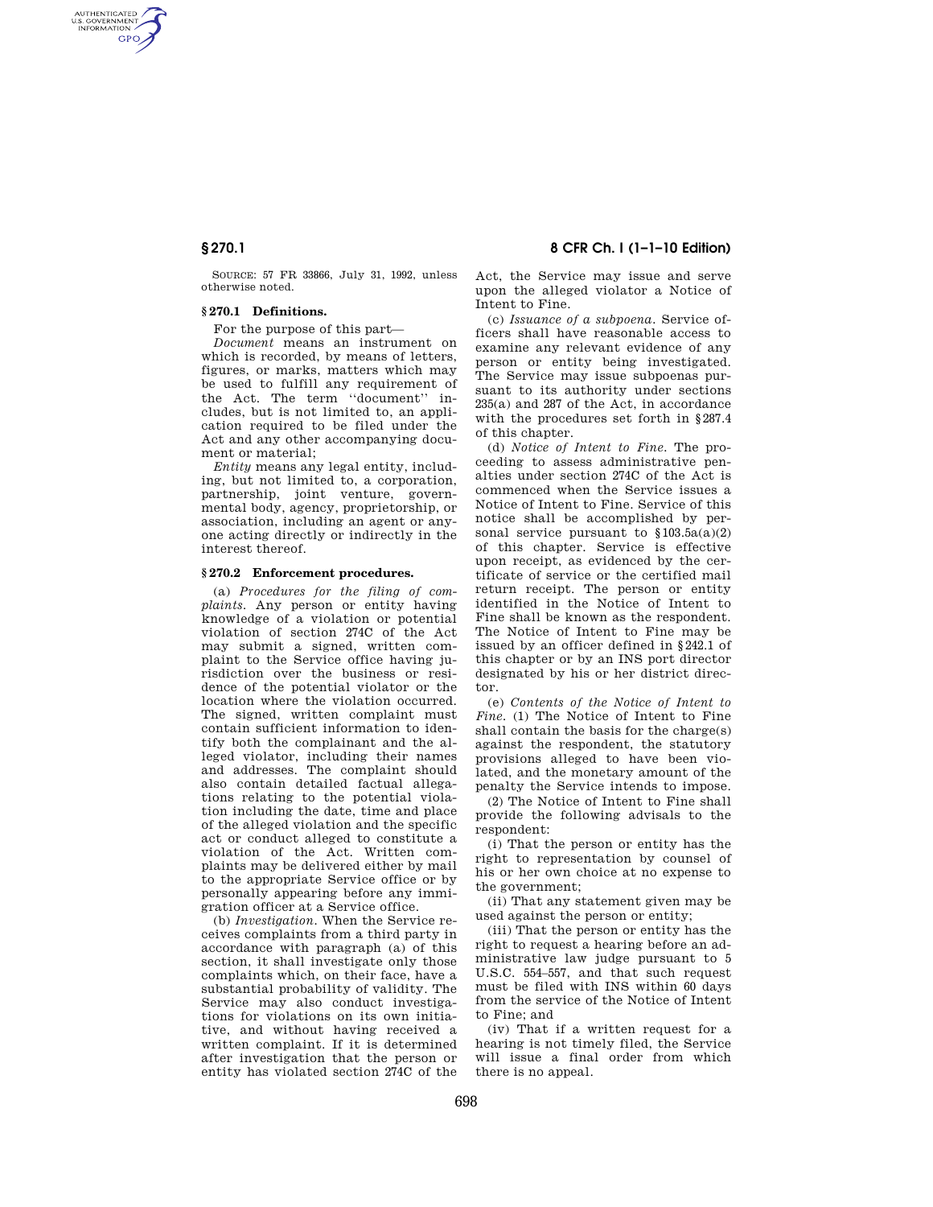SOURCE: 57 FR 33866, July 31, 1992, unless otherwise noted.

### § 270.1 Definitions.

For the purpose of this part—

*Document* means an instrument on which is recorded, by means of letters, figures, or marks, matters which may be used to fulfill any requirement of the Act. The term ''document'' includes, but is not limited to, an application required to be filed under the Act and any other accompanying document or material;

*Entity* means any legal entity, including, but not limited to, a corporation, partnership, joint venture, governmental body, agency, proprietorship, or association, including an agent or anyone acting directly or indirectly in the interest thereof.

### § 270.2 Enforcement procedures.

(a) *Procedures for the filing of complaints.* Any person or entity having knowledge of a violation or potential violation of section 274C of the Act may submit a signed, written complaint to the Service office having jurisdiction over the business or residence of the potential violator or the location where the violation occurred. The signed, written complaint must contain sufficient information to identify both the complainant and the alleged violator, including their names and addresses. The complaint should also contain detailed factual allegations relating to the potential violation including the date, time and place of the alleged violation and the specific act or conduct alleged to constitute a violation of the Act. Written complaints may be delivered either by mail to the appropriate Service office or by personally appearing before any immigration officer at a Service office.

(b) *Investigation.* When the Service receives complaints from a third party in accordance with paragraph (a) of this section, it shall investigate only those complaints which, on their face, have a substantial probability of validity. The Service may also conduct investigations for violations on its own initiative, and without having received a written complaint. If it is determined after investigation that the person or entity has violated section 274C of the Act, the Service may issue and serve upon the alleged violator a Notice of Intent to Fine.

(c) *Issuance of a subpoena.* Service officers shall have reasonable access to examine any relevant evidence of any person or entity being investigated. The Service may issue subpoenas pursuant to its authority under sections 235(a) and 287 of the Act, in accordance with the procedures set forth in §287.4 of this chapter.

(d) *Notice of Intent to Fine.* The proceeding to assess administrative penalties under section 274C of the Act is commenced when the Service issues a Notice of Intent to Fine. Service of this notice shall be accomplished by personal service pursuant to §103.5a(a)(2) of this chapter. Service is effective upon receipt, as evidenced by the certificate of service or the certified mail return receipt. The person or entity identified in the Notice of Intent to Fine shall be known as the respondent. The Notice of Intent to Fine may be issued by an officer defined in §242.1 of this chapter or by an INS port director designated by his or her district director.

(e) *Contents of the Notice of Intent to Fine.* (1) The Notice of Intent to Fine shall contain the basis for the charge(s) against the respondent, the statutory provisions alleged to have been violated, and the monetary amount of the penalty the Service intends to impose.

(2) The Notice of Intent to Fine shall provide the following advisals to the respondent:

(i) That the person or entity has the right to representation by counsel of his or her own choice at no expense to the government;

(ii) That any statement given may be used against the person or entity;

(iii) That the person or entity has the right to request a hearing before an administrative law judge pursuant to 5 U.S.C. 554–557, and that such request must be filed with INS within 60 days from the service of the Notice of Intent to Fine; and

(iv) That if a written request for a hearing is not timely filed, the Service will issue a final order from which there is no appeal.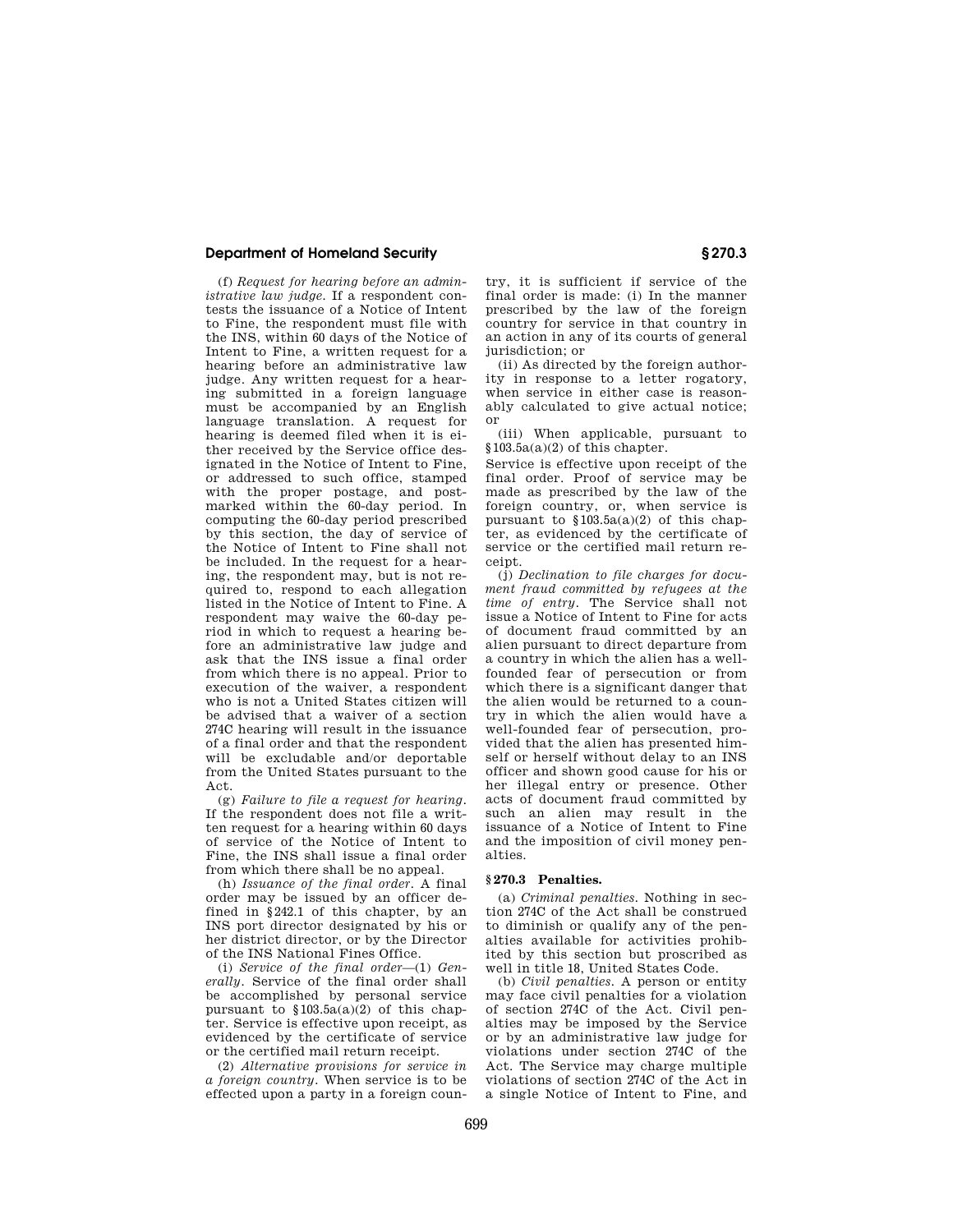(f) *Request for hearing before an administrative law judge.* If a respondent contests the issuance of a Notice of Intent to Fine, the respondent must file with the INS, within 60 days of the Notice of Intent to Fine, a written request for a hearing before an administrative law judge. Any written request for a hearing submitted in a foreign language must be accompanied by an English language translation. A request for hearing is deemed filed when it is either received by the Service office designated in the Notice of Intent to Fine, or addressed to such office, stamped with the proper postage, and postmarked within the 60-day period. In computing the 60-day period prescribed by this section, the day of service of the Notice of Intent to Fine shall not be included. In the request for a hearing, the respondent may, but is not required to, respond to each allegation listed in the Notice of Intent to Fine. A respondent may waive the 60-day period in which to request a hearing before an administrative law judge and ask that the INS issue a final order from which there is no appeal. Prior to execution of the waiver, a respondent who is not a United States citizen will be advised that a waiver of a section 274C hearing will result in the issuance of a final order and that the respondent will be excludable and/or deportable from the United States pursuant to the Act.

(g) *Failure to file a request for hearing.* If the respondent does not file a written request for a hearing within 60 days of service of the Notice of Intent to Fine, the INS shall issue a final order from which there shall be no appeal.

(h) *Issuance of the final order.* A final order may be issued by an officer defined in §242.1 of this chapter, by an INS port director designated by his or her district director, or by the Director of the INS National Fines Office.

(i) *Service of the final order*—(1) *Generally.* Service of the final order shall be accomplished by personal service pursuant to §103.5a(a)(2) of this chapter. Service is effective upon receipt, as evidenced by the certificate of service or the certified mail return receipt.

(2) *Alternative provisions for service in a foreign country.* When service is to be effected upon a party in a foreign country, it is sufficient if service of the final order is made: (i) In the manner prescribed by the law of the foreign country for service in that country in an action in any of its courts of general jurisdiction; or

(ii) As directed by the foreign authority in response to a letter rogatory, when service in either case is reasonably calculated to give actual notice; or

(iii) When applicable, pursuant to §103.5a(a)(2) of this chapter.

Service is effective upon receipt of the final order. Proof of service may be made as prescribed by the law of the foreign country, or, when service is pursuant to §103.5a(a)(2) of this chapter, as evidenced by the certificate of service or the certified mail return receipt.

(j) *Declination to file charges for document fraud committed by refugees at the time of entry.* The Service shall not issue a Notice of Intent to Fine for acts of document fraud committed by an alien pursuant to direct departure from a country in which the alien has a well-founded fear of persecution or from which there is a significant danger that the alien would be returned to a country in which the alien would have a well-founded fear of persecution, provided that the alien has presented himself or herself without delay to an INS officer and shown good cause for his or her illegal entry or presence. Other acts of document fraud committed by such an alien may result in the issuance of a Notice of Intent to Fine and the imposition of civil money penalties.

## §270.3 Penalties.

(a) *Criminal penalties.* Nothing in section 274C of the Act shall be construed to diminish or qualify any of the penalties available for activities prohibited by this section but proscribed as well in title 18, United States Code.

(b) *Civil penalties.* A person or entity may face civil penalties for a violation of section 274C of the Act. Civil penalties may be imposed by the Service or by an administrative law judge for violations under section 274C of the Act. The Service may charge multiple violations of section 274C of the Act in a single Notice of Intent to Fine, and